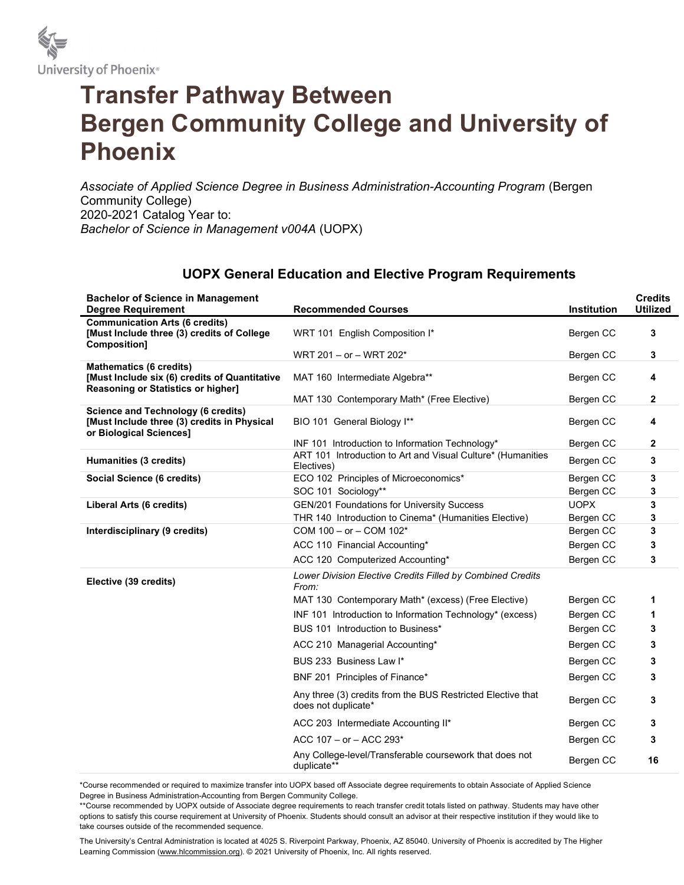# Transfer Pathway Between Bergen Community College and University of Phoenix

*Associate of Applied Science Degree in Business Administration-Accounting Program* (Bergen Community College)
2020-2021 Catalog Year to:
*Bachelor of Science in Management v004A* (UOPX)

## UOPX General Education and Elective Program Requirements

| Bachelor of Science in Management Degree Requirement | Recommended Courses | Institution | Credits Utilized |
|---|---|---|---|
| **Communication Arts (6 credits) [Must Include three (3) credits of College Composition]** | WRT 101 English Composition I* | Bergen CC | **3** |
| | WRT 201 – or – WRT 202* | Bergen CC | **3** |
| **Mathematics (6 credits) [Must Include six (6) credits of Quantitative Reasoning or Statistics or higher]** | MAT 160 Intermediate Algebra** | Bergen CC | **4** |
| | MAT 130 Contemporary Math* (Free Elective) | Bergen CC | **2** |
| **Science and Technology (6 credits) [Must Include three (3) credits in Physical or Biological Sciences]** | BIO 101 General Biology I** | Bergen CC | **4** |
| | INF 101 Introduction to Information Technology* | Bergen CC | **2** |
| **Humanities (3 credits)** | ART 101 Introduction to Art and Visual Culture* (Humanities Electives) | Bergen CC | **3** |
| **Social Science (6 credits)** | ECO 102 Principles of Microeconomics* | Bergen CC | **3** |
| | SOC 101 Sociology** | Bergen CC | **3** |
| **Liberal Arts (6 credits)** | GEN/201 Foundations for University Success | UOPX | **3** |
| | THR 140 Introduction to Cinema* (Humanities Elective) | Bergen CC | **3** |
| **Interdisciplinary (9 credits)** | COM 100 – or – COM 102* | Bergen CC | **3** |
| | ACC 110 Financial Accounting* | Bergen CC | **3** |
| | ACC 120 Computerized Accounting* | Bergen CC | **3** |
| **Elective (39 credits)** | *Lower Division Elective Credits Filled by Combined Credits From:* | | |
| | MAT 130 Contemporary Math* (excess) (Free Elective) | Bergen CC | **1** |
| | INF 101 Introduction to Information Technology* (excess) | Bergen CC | **1** |
| | BUS 101 Introduction to Business* | Bergen CC | **3** |
| | ACC 210 Managerial Accounting* | Bergen CC | **3** |
| | BUS 233 Business Law I* | Bergen CC | **3** |
| | BNF 201 Principles of Finance* | Bergen CC | **3** |
| | Any three (3) credits from the BUS Restricted Elective that does not duplicate* | Bergen CC | **3** |
| | ACC 203 Intermediate Accounting II* | Bergen CC | **3** |
| | ACC 107 – or – ACC 293* | Bergen CC | **3** |
| | Any College-level/Transferable coursework that does not duplicate** | Bergen CC | **16** |

*Course recommended or required to maximize transfer into UOPX based off Associate degree requirements to obtain Associate of Applied Science Degree in Business Administration-Accounting from Bergen Community College.

**Course recommended by UOPX outside of Associate degree requirements to reach transfer credit totals listed on pathway. Students may have other options to satisfy this course requirement at University of Phoenix. Students should consult an advisor at their respective institution if they would like to take courses outside of the recommended sequence.

The University's Central Administration is located at 4025 S. Riverpoint Parkway, Phoenix, AZ 85040. University of Phoenix is accredited by The Higher Learning Commission (www.hlcommission.org). © 2021 University of Phoenix, Inc. All rights reserved.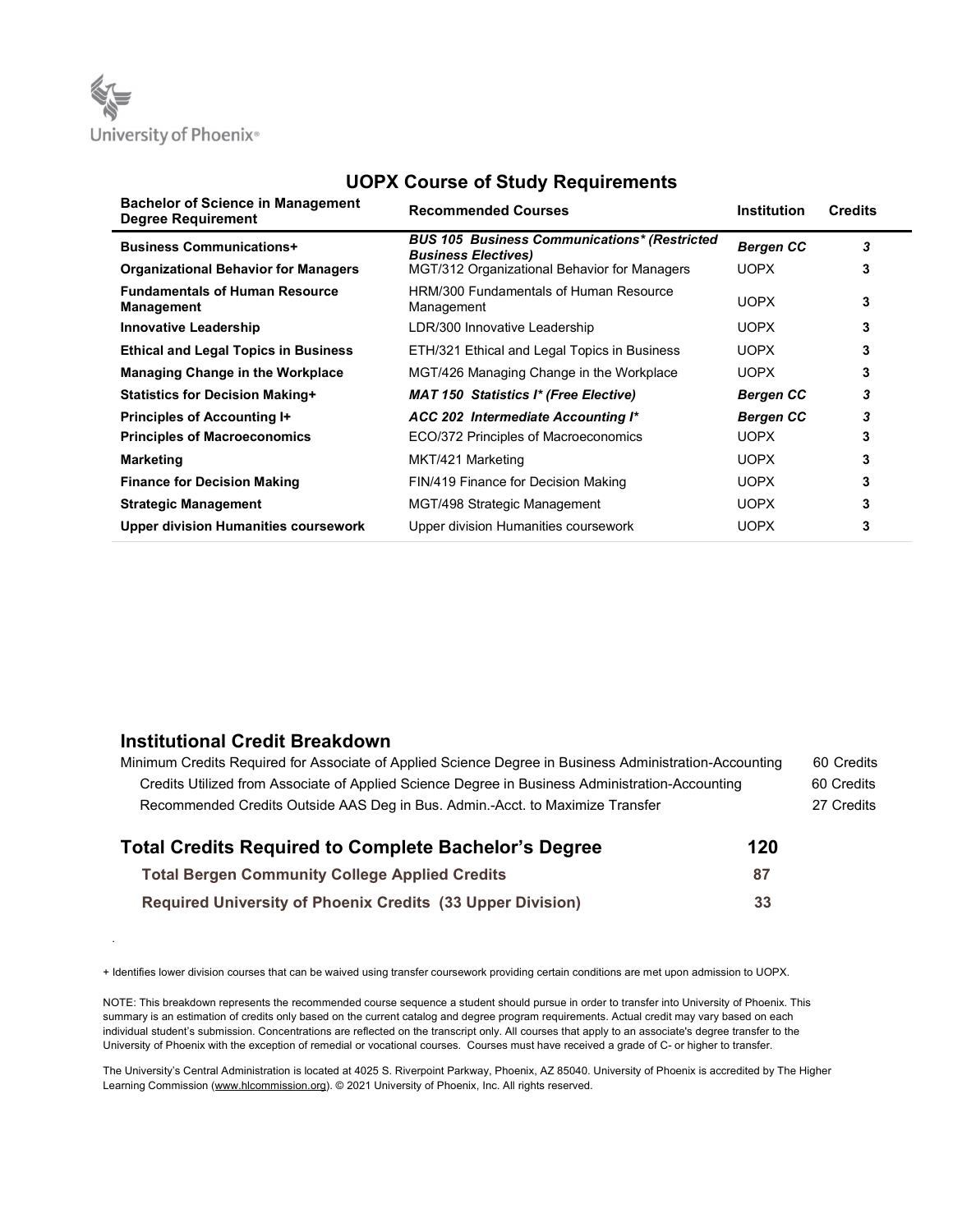University of Phoenix®

## UOPX Course of Study Requirements

| Bachelor of Science in Management Degree Requirement | Recommended Courses | Institution | Credits |
|---|---|---|---|
| **Business Communications+** | ***BUS 105 Business Communications* (Restricted Business Electives)*** | ***Bergen CC*** | ***3*** |
| **Organizational Behavior for Managers** | MGT/312 Organizational Behavior for Managers | UOPX | **3** |
| **Fundamentals of Human Resource Management** | HRM/300 Fundamentals of Human Resource Management | UOPX | **3** |
| **Innovative Leadership** | LDR/300 Innovative Leadership | UOPX | **3** |
| **Ethical and Legal Topics in Business** | ETH/321 Ethical and Legal Topics in Business | UOPX | **3** |
| **Managing Change in the Workplace** | MGT/426 Managing Change in the Workplace | UOPX | **3** |
| **Statistics for Decision Making+** | ***MAT 150 Statistics I* (Free Elective)*** | ***Bergen CC*** | ***3*** |
| **Principles of Accounting I+** | ***ACC 202 Intermediate Accounting I**** | ***Bergen CC*** | ***3*** |
| **Principles of Macroeconomics** | ECO/372 Principles of Macroeconomics | UOPX | **3** |
| **Marketing** | MKT/421 Marketing | UOPX | **3** |
| **Finance for Decision Making** | FIN/419 Finance for Decision Making | UOPX | **3** |
| **Strategic Management** | MGT/498 Strategic Management | UOPX | **3** |
| **Upper division Humanities coursework** | Upper division Humanities coursework | UOPX | **3** |

## Institutional Credit Breakdown

| | |
|---|---|
| Minimum Credits Required for Associate of Applied Science Degree in Business Administration-Accounting | 60 Credits |
| Credits Utilized from Associate of Applied Science Degree in Business Administration-Accounting | 60 Credits |
| Recommended Credits Outside AAS Deg in Bus. Admin.-Acct. to Maximize Transfer | 27 Credits |

| | |
|---|---|
| **Total Credits Required to Complete Bachelor's Degree** | **120** |
| **Total Bergen Community College Applied Credits** | **87** |
| **Required University of Phoenix Credits (33 Upper Division)** | **33** |

+ Identifies lower division courses that can be waived using transfer coursework providing certain conditions are met upon admission to UOPX.

NOTE: This breakdown represents the recommended course sequence a student should pursue in order to transfer into University of Phoenix. This summary is an estimation of credits only based on the current catalog and degree program requirements. Actual credit may vary based on each individual student's submission. Concentrations are reflected on the transcript only. All courses that apply to an associate's degree transfer to the University of Phoenix with the exception of remedial or vocational courses. Courses must have received a grade of C- or higher to transfer.

The University's Central Administration is located at 4025 S. Riverpoint Parkway, Phoenix, AZ 85040. University of Phoenix is accredited by The Higher Learning Commission (www.hlcommission.org). © 2021 University of Phoenix, Inc. All rights reserved.